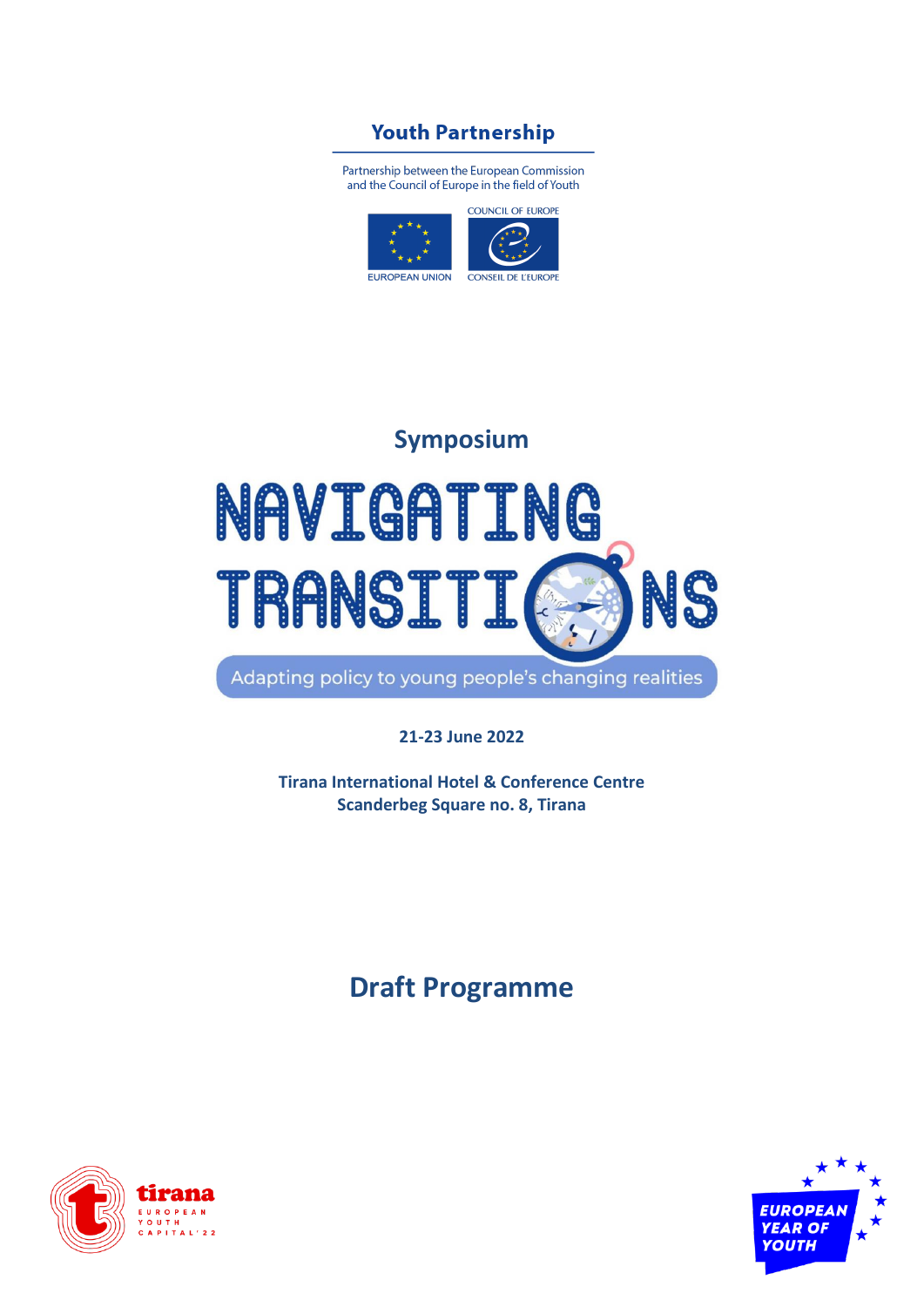**Youth Partnership**

Partnership between the European Commission
and the Council of Europe in the field of Youth

COUNCIL OF EUROPE

EUROPEAN UNION

CONSEIL DE L'EUROPE

## Symposium

# NAVIGATING TRANSITIONS

Adapting policy to young people's changing realities

**21-23 June 2022**

**Tirana International Hotel & Conference Centre**
**Scanderbeg Square no. 8, Tirana**

## Draft Programme

tirana EUROPEAN YOUTH CAPITAL'22

EUROPEAN YEAR OF YOUTH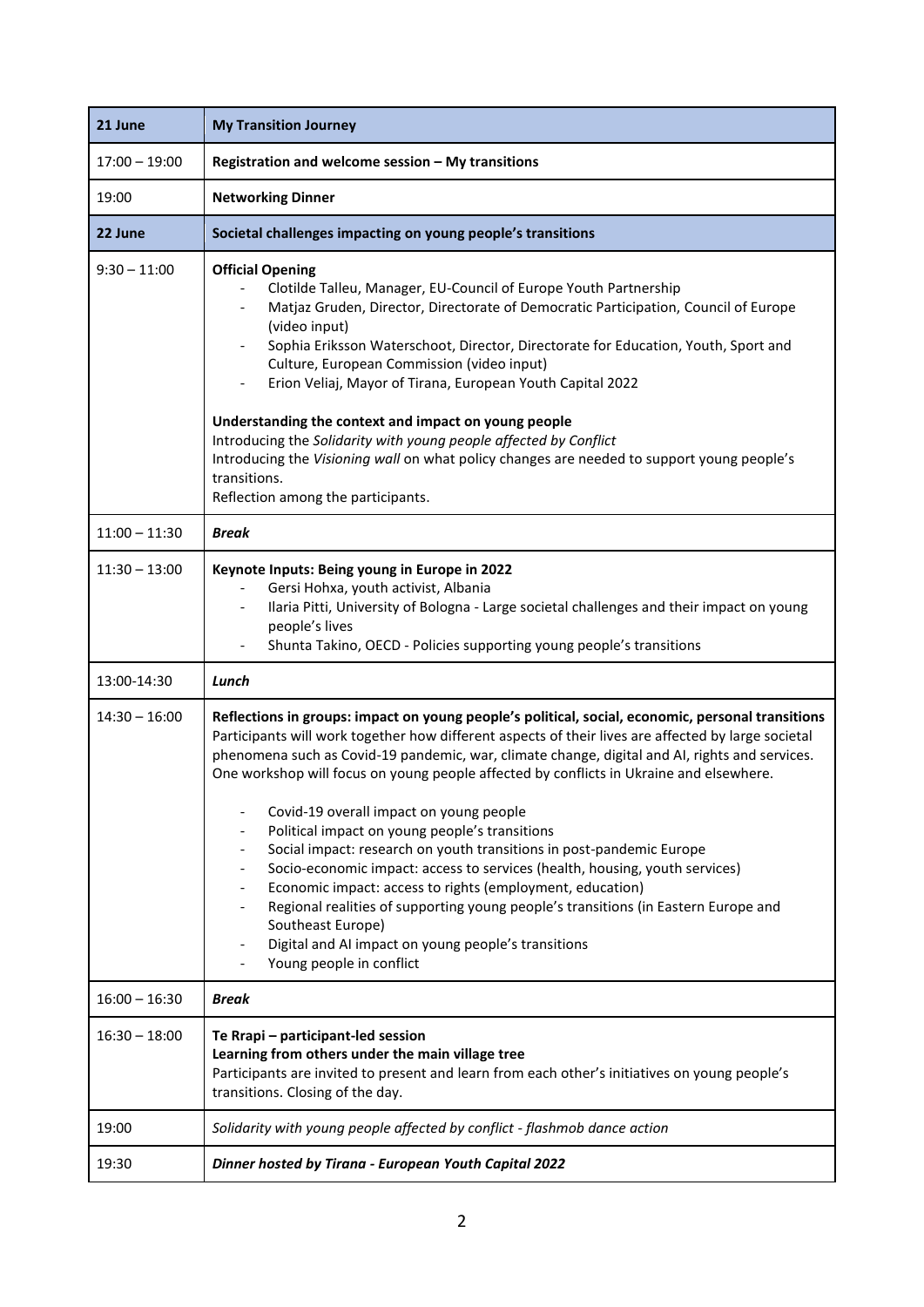| 21 June | **My Transition Journey** |
|---|---|
| 17:00 – 19:00 | **Registration and welcome session – My transitions** |
| 19:00 | **Networking Dinner** |
| **22 June** | **Societal challenges impacting on young people's transitions** |
| 9:30 – 11:00 | **Official Opening**<br>- Clotilde Talleu, Manager, EU-Council of Europe Youth Partnership<br>- Matjaz Gruden, Director, Directorate of Democratic Participation, Council of Europe (video input)<br>- Sophia Eriksson Waterschoot, Director, Directorate for Education, Youth, Sport and Culture, European Commission (video input)<br>- Erion Veliaj, Mayor of Tirana, European Youth Capital 2022<br><br>**Understanding the context and impact on young people**<br>Introducing the *Solidarity with young people affected by Conflict*<br>Introducing the *Visioning wall* on what policy changes are needed to support young people's transitions.<br>Reflection among the participants. |
| 11:00 – 11:30 | ***Break*** |
| 11:30 – 13:00 | **Keynote Inputs: Being young in Europe in 2022**<br>- Gersi Hohxa, youth activist, Albania<br>- Ilaria Pitti, University of Bologna - Large societal challenges and their impact on young people's lives<br>- Shunta Takino, OECD - Policies supporting young people's transitions |
| 13:00-14:30 | ***Lunch*** |
| 14:30 – 16:00 | **Reflections in groups: impact on young people's political, social, economic, personal transitions**<br>Participants will work together how different aspects of their lives are affected by large societal phenomena such as Covid-19 pandemic, war, climate change, digital and AI, rights and services. One workshop will focus on young people affected by conflicts in Ukraine and elsewhere.<br><br>- Covid-19 overall impact on young people<br>- Political impact on young people's transitions<br>- Social impact: research on youth transitions in post-pandemic Europe<br>- Socio-economic impact: access to services (health, housing, youth services)<br>- Economic impact: access to rights (employment, education)<br>- Regional realities of supporting young people's transitions (in Eastern Europe and Southeast Europe)<br>- Digital and AI impact on young people's transitions<br>- Young people in conflict |
| 16:00 – 16:30 | ***Break*** |
| 16:30 – 18:00 | **Te Rrapi – participant-led session**<br>**Learning from others under the main village tree**<br>Participants are invited to present and learn from each other's initiatives on young people's transitions. Closing of the day. |
| 19:00 | *Solidarity with young people affected by conflict - flashmob dance action* |
| 19:30 | ***Dinner hosted by Tirana - European Youth Capital 2022*** |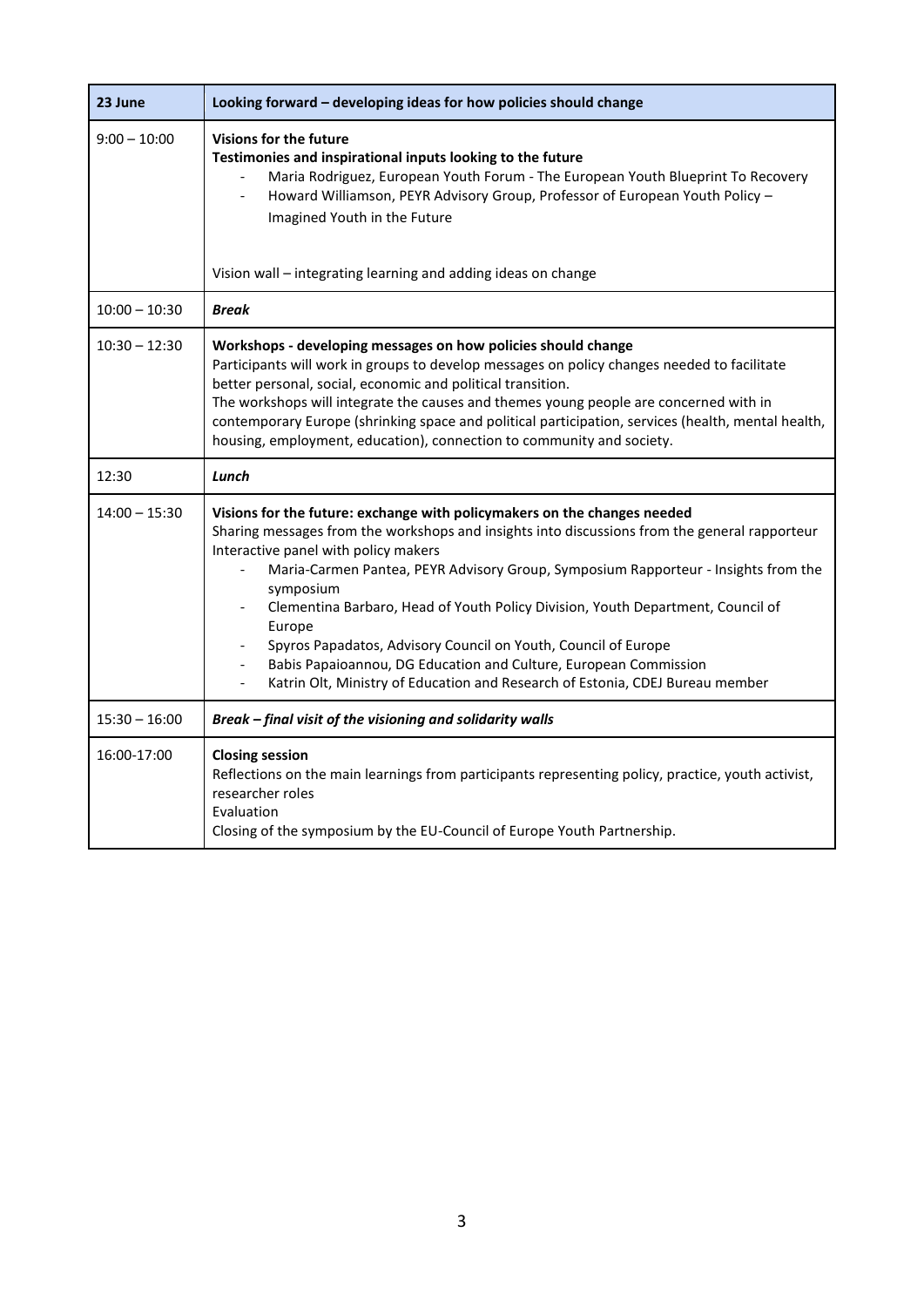| 23 June | Looking forward – developing ideas for how policies should change |
|---|---|
| 9:00 – 10:00 | **Visions for the future**<br>**Testimonies and inspirational inputs looking to the future**<br>- Maria Rodriguez, European Youth Forum - The European Youth Blueprint To Recovery<br>- Howard Williamson, PEYR Advisory Group, Professor of European Youth Policy – Imagined Youth in the Future<br><br>Vision wall – integrating learning and adding ideas on change |
| 10:00 – 10:30 | ***Break*** |
| 10:30 – 12:30 | **Workshops - developing messages on how policies should change**<br>Participants will work in groups to develop messages on policy changes needed to facilitate better personal, social, economic and political transition.<br>The workshops will integrate the causes and themes young people are concerned with in contemporary Europe (shrinking space and political participation, services (health, mental health, housing, employment, education), connection to community and society. |
| 12:30 | ***Lunch*** |
| 14:00 – 15:30 | **Visions for the future: exchange with policymakers on the changes needed**<br>Sharing messages from the workshops and insights into discussions from the general rapporteur<br>Interactive panel with policy makers<br>- Maria-Carmen Pantea, PEYR Advisory Group, Symposium Rapporteur - Insights from the symposium<br>- Clementina Barbaro, Head of Youth Policy Division, Youth Department, Council of Europe<br>- Spyros Papadatos, Advisory Council on Youth, Council of Europe<br>- Babis Papaioannou, DG Education and Culture, European Commission<br>- Katrin Olt, Ministry of Education and Research of Estonia, CDEJ Bureau member |
| 15:30 – 16:00 | ***Break – final visit of the visioning and solidarity walls*** |
| 16:00-17:00 | **Closing session**<br>Reflections on the main learnings from participants representing policy, practice, youth activist, researcher roles<br>Evaluation<br>Closing of the symposium by the EU-Council of Europe Youth Partnership. |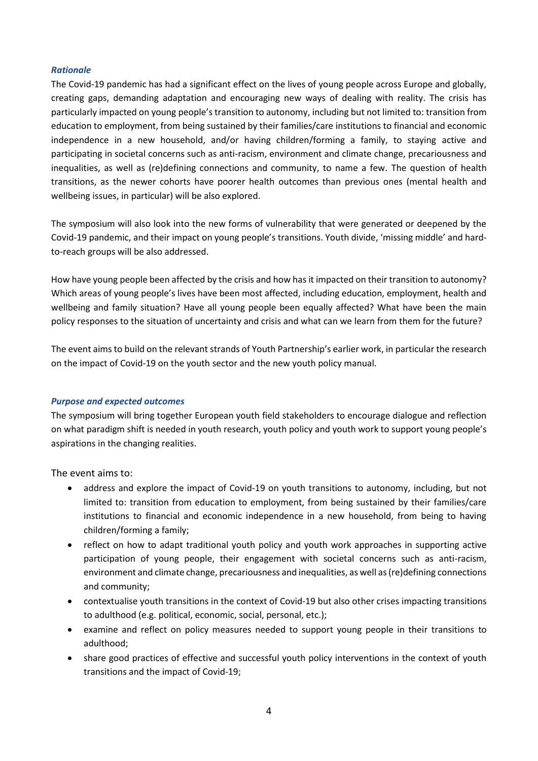### *Rationale*

The Covid-19 pandemic has had a significant effect on the lives of young people across Europe and globally, creating gaps, demanding adaptation and encouraging new ways of dealing with reality. The crisis has particularly impacted on young people's transition to autonomy, including but not limited to: transition from education to employment, from being sustained by their families/care institutions to financial and economic independence in a new household, and/or having children/forming a family, to staying active and participating in societal concerns such as anti-racism, environment and climate change, precariousness and inequalities, as well as (re)defining connections and community, to name a few. The question of health transitions, as the newer cohorts have poorer health outcomes than previous ones (mental health and wellbeing issues, in particular) will be also explored.

The symposium will also look into the new forms of vulnerability that were generated or deepened by the Covid-19 pandemic, and their impact on young people's transitions. Youth divide, 'missing middle' and hard-to-reach groups will be also addressed.

How have young people been affected by the crisis and how has it impacted on their transition to autonomy? Which areas of young people's lives have been most affected, including education, employment, health and wellbeing and family situation? Have all young people been equally affected? What have been the main policy responses to the situation of uncertainty and crisis and what can we learn from them for the future?

The event aims to build on the relevant strands of Youth Partnership's earlier work, in particular the research on the impact of Covid-19 on the youth sector and the new youth policy manual.

### *Purpose and expected outcomes*

The symposium will bring together European youth field stakeholders to encourage dialogue and reflection on what paradigm shift is needed in youth research, youth policy and youth work to support young people's aspirations in the changing realities.

The event aims to:

- address and explore the impact of Covid-19 on youth transitions to autonomy, including, but not limited to: transition from education to employment, from being sustained by their families/care institutions to financial and economic independence in a new household, from being to having children/forming a family;
- reflect on how to adapt traditional youth policy and youth work approaches in supporting active participation of young people, their engagement with societal concerns such as anti-racism, environment and climate change, precariousness and inequalities, as well as (re)defining connections and community;
- contextualise youth transitions in the context of Covid-19 but also other crises impacting transitions to adulthood (e.g. political, economic, social, personal, etc.);
- examine and reflect on policy measures needed to support young people in their transitions to adulthood;
- share good practices of effective and successful youth policy interventions in the context of youth transitions and the impact of Covid-19;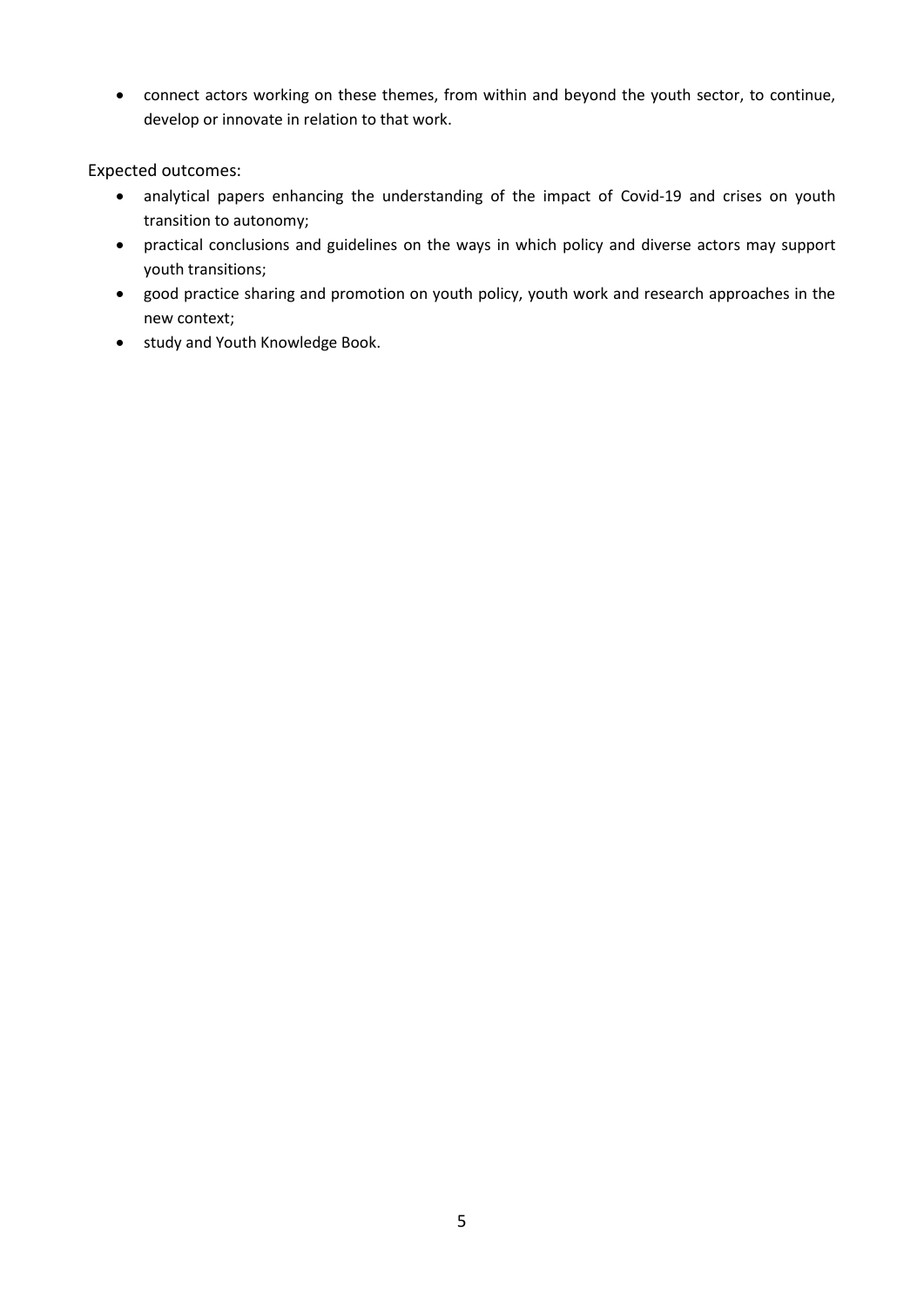- connect actors working on these themes, from within and beyond the youth sector, to continue, develop or innovate in relation to that work.

Expected outcomes:

- analytical papers enhancing the understanding of the impact of Covid-19 and crises on youth transition to autonomy;
- practical conclusions and guidelines on the ways in which policy and diverse actors may support youth transitions;
- good practice sharing and promotion on youth policy, youth work and research approaches in the new context;
- study and Youth Knowledge Book.